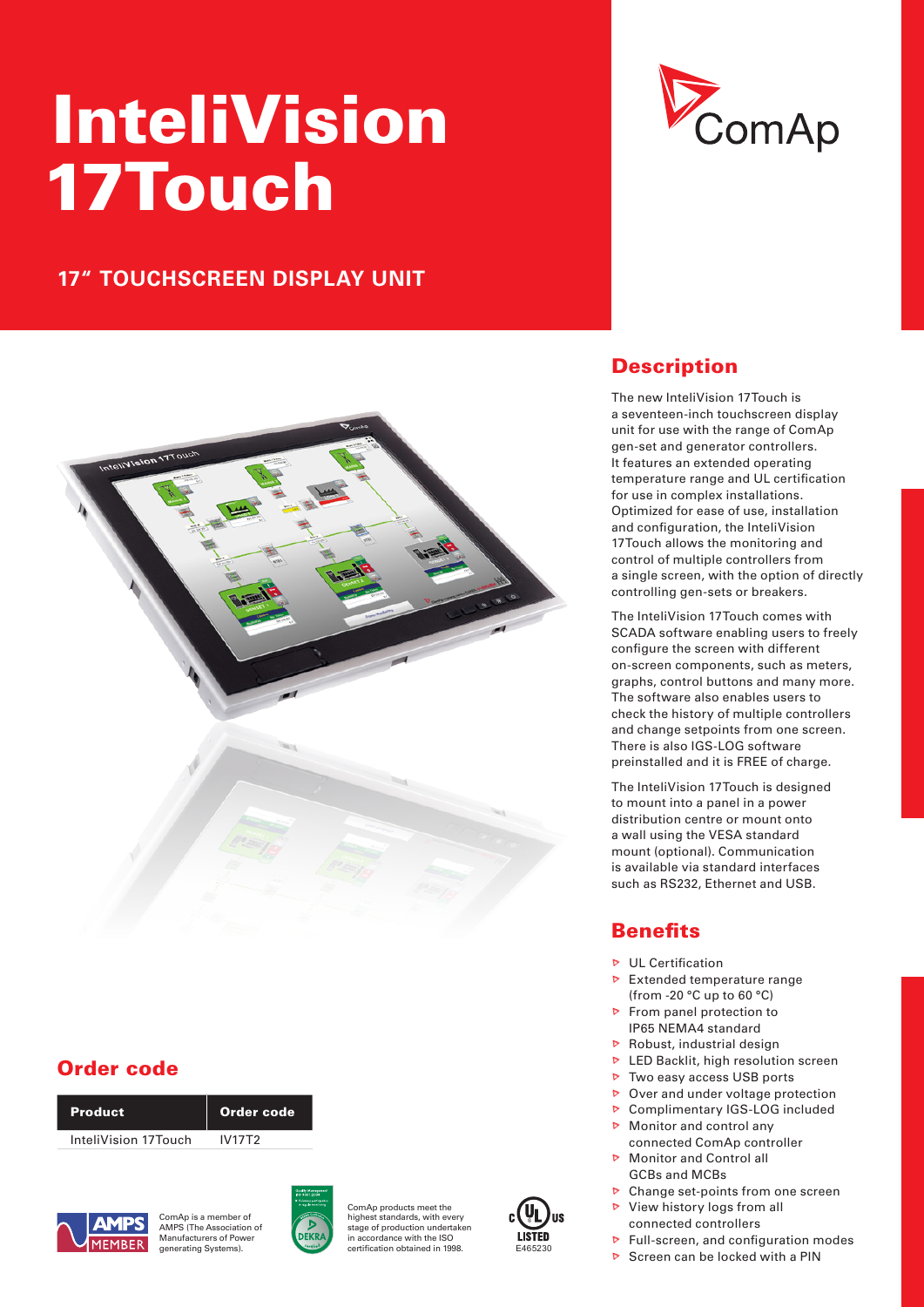# InteliVision 17Touch

## 17″ TOUCHSCREEN DISPLAY UNIT

## Description

The new InteliVision 17Touch is a seventeen-inch touchscreen display unit for use with the range of ComAp gen-set and generator controllers. It features an extended operating temperature range and UL certification for use in complex installations. Optimized for ease of use, installation and configuration, the InteliVision 17Touch allows the monitoring and control of multiple controllers from a single screen, with the option of directly controlling gen-sets or breakers.

The InteliVision 17Touch comes with SCADA software enabling users to freely configure the screen with different on-screen components, such as meters, graphs, control buttons and many more. The software also enables users to check the history of multiple controllers and change setpoints from one screen. There is also IGS-LOG software preinstalled and it is FREE of charge.

The InteliVision 17Touch is designed to mount into a panel in a power distribution centre or mount onto a wall using the VESA standard mount (optional). Communication is available via standard interfaces such as RS232, Ethernet and USB.

## Benefits

- UL Certification
- Extended temperature range (from -20 °C up to 60 °C)
- From panel protection to IP65 NEMA4 standard
- Robust, industrial design
- LED Backlit, high resolution screen
- Two easy access USB ports
- Over and under voltage protection
- Complimentary IGS-LOG included
- Monitor and control any connected ComAp controller
- Monitor and Control all GCBs and MCBs
- Change set-points from one screen
- View history logs from all connected controllers
- Full-screen, and configuration modes
- Screen can be locked with a PIN

## Order code

| Product | Order code |
|---|---|
| InteliVision 17Touch | IV17T2 |

ComAp is a member of AMPS (The Association of Manufacturers of Power generating Systems).

ComAp products meet the highest standards, with every stage of production undertaken in accordance with the ISO certification obtained in 1998.

LISTED E465230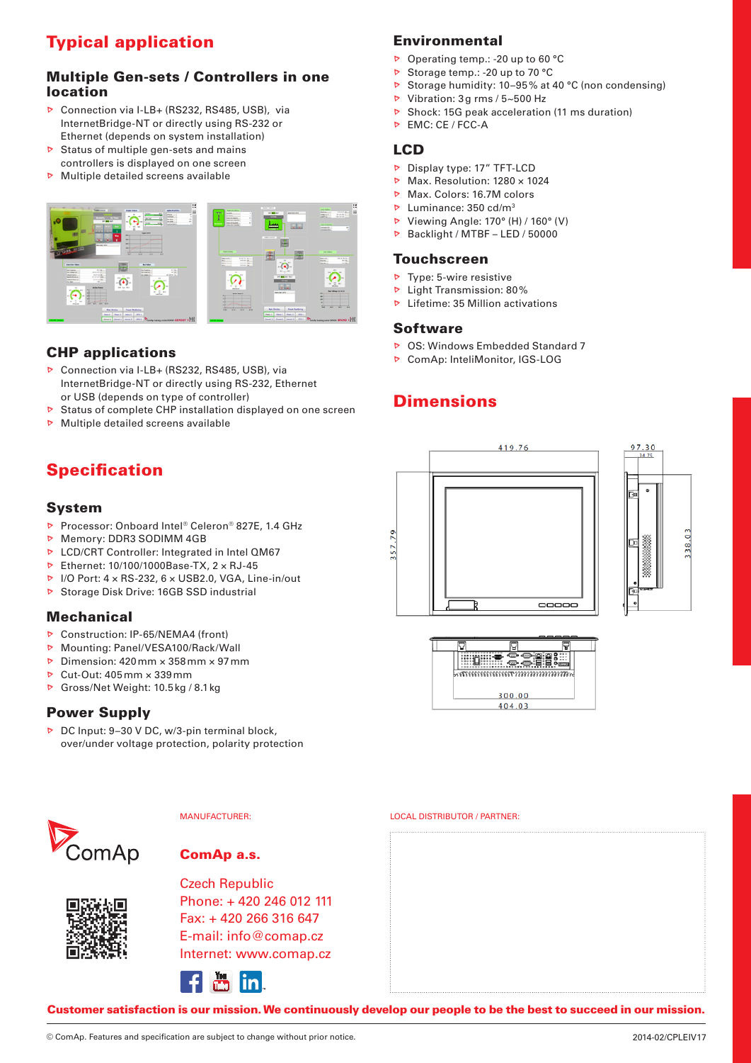## Typical application

### Multiple Gen-sets / Controllers in one location

- Connection via I-LB+ (RS232, RS485, USB), via InternetBridge-NT or directly using RS-232 or Ethernet (depends on system installation)
- Status of multiple gen-sets and mains controllers is displayed on one screen
- Multiple detailed screens available

### CHP applications

- Connection via I-LB+ (RS232, RS485, USB), via InternetBridge-NT or directly using RS-232, Ethernet or USB (depends on type of controller)
- Status of complete CHP installation displayed on one screen
- Multiple detailed screens available

## Specification

### System

- Processor: Onboard Intel® Celeron® 827E, 1.4 GHz
- Memory: DDR3 SODIMM 4GB
- LCD/CRT Controller: Integrated in Intel QM67
- Ethernet: 10/100/1000Base-TX, 2 × RJ-45
- I/O Port: 4 × RS-232, 6 × USB2.0, VGA, Line-in/out
- Storage Disk Drive: 16GB SSD industrial

### Mechanical

- Construction: IP-65/NEMA4 (front)
- Mounting: Panel/VESA100/Rack/Wall
- Dimension: 420 mm × 358 mm × 97 mm
- Cut-Out: 405 mm × 339 mm
- Gross/Net Weight: 10.5 kg / 8.1 kg

### Power Supply

- DC Input: 9–30 V DC, w/3-pin terminal block, over/under voltage protection, polarity protection

### Environmental

- Operating temp.: -20 up to 60 °C
- Storage temp.: -20 up to 70 °C
- Storage humidity: 10–95 % at 40 °C (non condensing)
- Vibration: 3 g rms / 5~500 Hz
- Shock: 15G peak acceleration (11 ms duration)
- EMC: CE / FCC-A

### LCD

- Display type: 17" TFT-LCD
- Max. Resolution: 1280 × 1024
- Max. Colors: 16.7M colors
- Luminance: 350 cd/m$^3$
- Viewing Angle: 170° (H) / 160° (V)
- Backlight / MTBF – LED / 50000

### Touchscreen

- Type: 5-wire resistive
- Light Transmission: 80 %
- Lifetime: 35 Million activations

### Software

- OS: Windows Embedded Standard 7
- ComAp: InteliMonitor, IGS-LOG

## Dimensions

419.76
97.30
14.75
357.79
338.03
300.00
404.03

MANUFACTURER:

**ComAp a.s.**

Czech Republic
Phone: + 420 246 012 111
Fax: + 420 266 316 647
E-mail: info@comap.cz
Internet: www.comap.cz

LOCAL DISTRIBUTOR / PARTNER:

**Customer satisfaction is our mission. We continuously develop our people to be the best to succeed in our mission.**

© ComAp. Features and specification are subject to change without prior notice.

2014-02/CPLEIV17